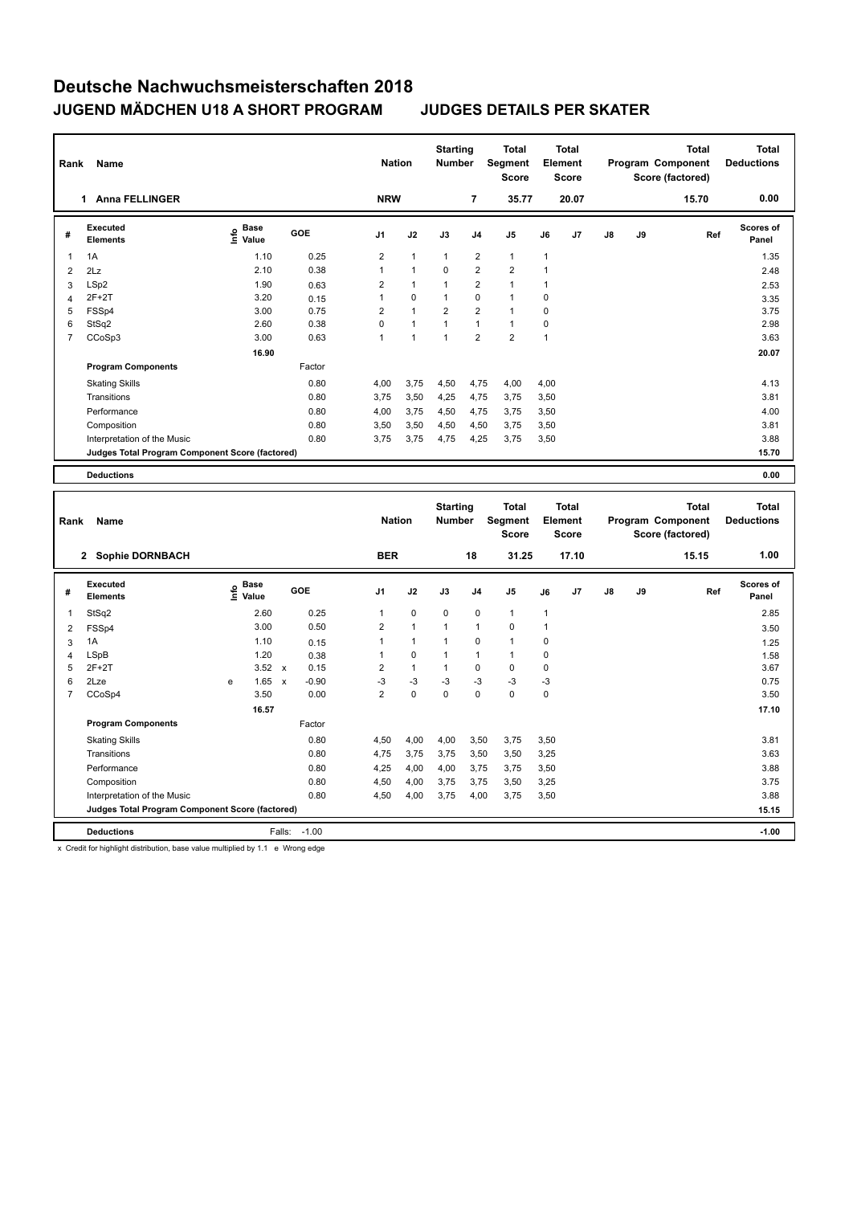# Deutsche Nachwuchsmeisterschaften 2018

## JUGEND MÄDCHEN U18 A SHORT PROGRAM JUDGES DETAILS PER SKATER

| Rank | Name | Nation | Starting Number | Total Segment Score | Total Element Score | Total Program Component Score (factored) | Total Deductions |
|---|---|---|---|---|---|---|---|
| 1 | Anna FELLINGER | NRW | 7 | 35.77 | 20.07 | 15.70 | 0.00 |

| # | Executed Elements | Info | Base Value | GOE | J1 | J2 | J3 | J4 | J5 | J6 | J7 | J8 | J9 | Ref | Scores of Panel |
|---|---|---|---|---|---|---|---|---|---|---|---|---|---|---|---|
| 1 | 1A | | 1.10 | 0.25 | 2 | 1 | 1 | 2 | 1 | 1 | | | | | 1.35 |
| 2 | 2Lz | | 2.10 | 0.38 | 1 | 1 | 0 | 2 | 2 | 1 | | | | | 2.48 |
| 3 | LSp2 | | 1.90 | 0.63 | 2 | 1 | 1 | 2 | 1 | 1 | | | | | 2.53 |
| 4 | 2F+2T | | 3.20 | 0.15 | 1 | 0 | 1 | 0 | 1 | 0 | | | | | 3.35 |
| 5 | FSSp4 | | 3.00 | 0.75 | 2 | 1 | 2 | 2 | 1 | 0 | | | | | 3.75 |
| 6 | StSq2 | | 2.60 | 0.38 | 0 | 1 | 1 | 1 | 1 | 0 | | | | | 2.98 |
| 7 | CCoSp3 | | 3.00 | 0.63 | 1 | 1 | 1 | 2 | 2 | 1 | | | | | 3.63 |
| | | | 16.90 | | | | | | | | | | | | 20.07 |
| | **Program Components** | | | Factor | | | | | | | | | | | |
| | Skating Skills | | | 0.80 | 4,00 | 3,75 | 4,50 | 4,75 | 4,00 | 4,00 | | | | | 4.13 |
| | Transitions | | | 0.80 | 3,75 | 3,50 | 4,25 | 4,75 | 3,75 | 3,50 | | | | | 3.81 |
| | Performance | | | 0.80 | 4,00 | 3,75 | 4,50 | 4,75 | 3,75 | 3,50 | | | | | 4.00 |
| | Composition | | | 0.80 | 3,50 | 3,50 | 4,50 | 4,50 | 3,75 | 3,50 | | | | | 3.81 |
| | Interpretation of the Music | | | 0.80 | 3,75 | 3,75 | 4,75 | 4,25 | 3,75 | 3,50 | | | | | 3.88 |
| | **Judges Total Program Component Score (factored)** | | | | | | | | | | | | | | 15.70 |
| | **Deductions** | | | | | | | | | | | | | | 0.00 |

| Rank | Name | Nation | Starting Number | Total Segment Score | Total Element Score | Total Program Component Score (factored) | Total Deductions |
|---|---|---|---|---|---|---|---|
| 2 | Sophie DORNBACH | BER | 18 | 31.25 | 17.10 | 15.15 | 1.00 |

| # | Executed Elements | Info | Base Value | GOE | J1 | J2 | J3 | J4 | J5 | J6 | J7 | J8 | J9 | Ref | Scores of Panel |
|---|---|---|---|---|---|---|---|---|---|---|---|---|---|---|---|
| 1 | StSq2 | | 2.60 | 0.25 | 1 | 0 | 0 | 0 | 1 | 1 | | | | | 2.85 |
| 2 | FSSp4 | | 3.00 | 0.50 | 2 | 1 | 1 | 1 | 0 | 1 | | | | | 3.50 |
| 3 | 1A | | 1.10 | 0.15 | 1 | 1 | 1 | 0 | 1 | 0 | | | | | 1.25 |
| 4 | LSpB | | 1.20 | 0.38 | 1 | 0 | 1 | 1 | 1 | 0 | | | | | 1.58 |
| 5 | 2F+2T | | 3.52 x | 0.15 | 2 | 1 | 1 | 0 | 0 | 0 | | | | | 3.67 |
| 6 | 2Lze | e | 1.65 x | -0.90 | -3 | -3 | -3 | -3 | -3 | -3 | | | | | 0.75 |
| 7 | CCoSp4 | | 3.50 | 0.00 | 2 | 0 | 0 | 0 | 0 | 0 | | | | | 3.50 |
| | | | 16.57 | | | | | | | | | | | | 17.10 |
| | **Program Components** | | | Factor | | | | | | | | | | | |
| | Skating Skills | | | 0.80 | 4,50 | 4,00 | 4,00 | 3,50 | 3,75 | 3,50 | | | | | 3.81 |
| | Transitions | | | 0.80 | 4,75 | 3,75 | 3,75 | 3,50 | 3,50 | 3,25 | | | | | 3.63 |
| | Performance | | | 0.80 | 4,25 | 4,00 | 4,00 | 3,75 | 3,75 | 3,50 | | | | | 3.88 |
| | Composition | | | 0.80 | 4,50 | 4,00 | 3,75 | 3,75 | 3,50 | 3,25 | | | | | 3.75 |
| | Interpretation of the Music | | | 0.80 | 4,50 | 4,00 | 3,75 | 4,00 | 3,75 | 3,50 | | | | | 3.88 |
| | **Judges Total Program Component Score (factored)** | | | | | | | | | | | | | | 15.15 |
| | **Deductions** | | | Falls: -1.00 | | | | | | | | | | | -1.00 |

x Credit for highlight distribution, base value multiplied by 1.1 e Wrong edge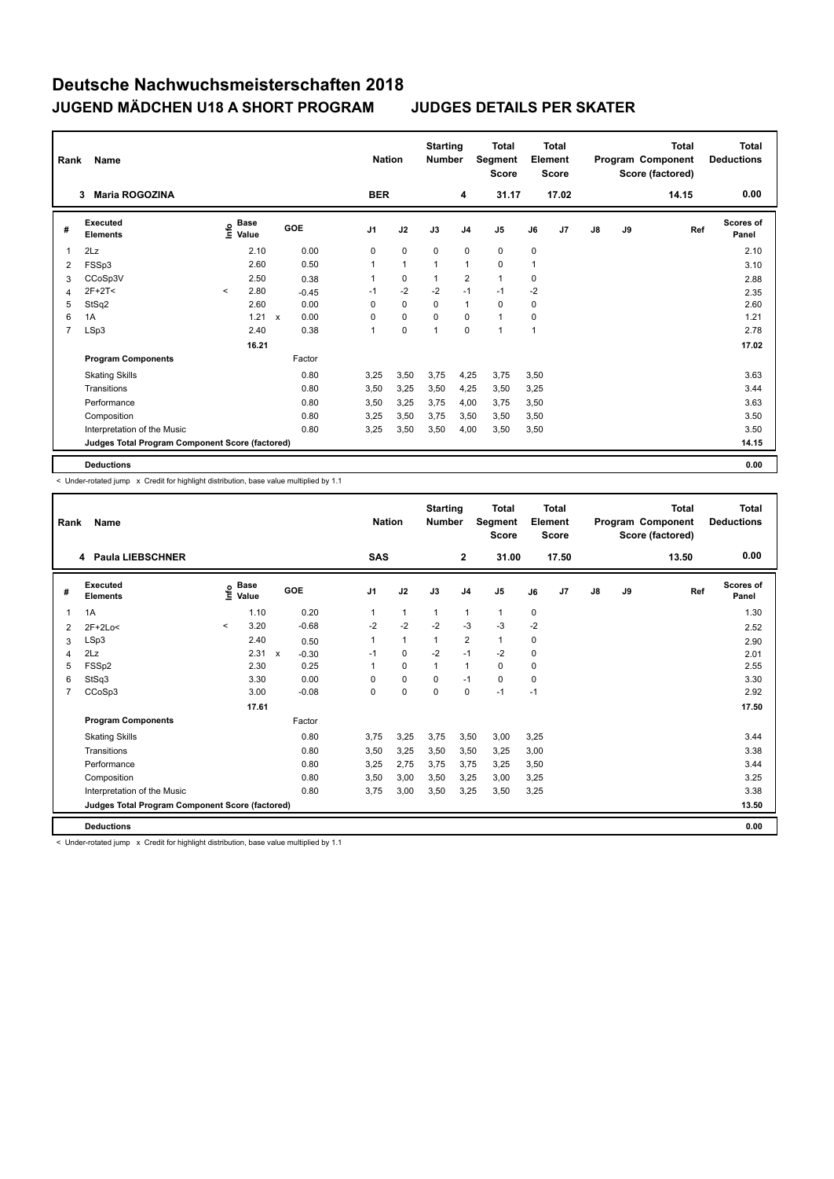# Deutsche Nachwuchsmeisterschaften 2018

## JUGEND MÄDCHEN U18 A SHORT PROGRAM    JUDGES DETAILS PER SKATER

| Rank | Name | Nation | Starting Number | Total Segment Score | Total Element Score | Total Program Component Score (factored) | Total Deductions |
|---|---|---|---|---|---|---|---|
| 3 | Maria ROGOZINA | BER | 4 | 31.17 | 17.02 | 14.15 | 0.00 |

| # | Executed Elements | Info | Base Value | | GOE | J1 | J2 | J3 | J4 | J5 | J6 | J7 | J8 | J9 | Ref | Scores of Panel |
|---|---|---|---|---|---|---|---|---|---|---|---|---|---|---|---|---|
| 1 | 2Lz | | 2.10 | | 0.00 | 0 | 0 | 0 | 0 | 0 | 0 | | | | | 2.10 |
| 2 | FSSp3 | | 2.60 | | 0.50 | 1 | 1 | 1 | 1 | 0 | 1 | | | | | 3.10 |
| 3 | CCoSp3V | | 2.50 | | 0.38 | 1 | 0 | 1 | 2 | 1 | 0 | | | | | 2.88 |
| 4 | 2F+2T< | < | 2.80 | | -0.45 | -1 | -2 | -2 | -1 | -1 | -2 | | | | | 2.35 |
| 5 | StSq2 | | 2.60 | | 0.00 | 0 | 0 | 0 | 1 | 0 | 0 | | | | | 2.60 |
| 6 | 1A | | 1.21 | x | 0.00 | 0 | 0 | 0 | 0 | 1 | 0 | | | | | 1.21 |
| 7 | LSp3 | | 2.40 | | 0.38 | 1 | 0 | 1 | 0 | 1 | 1 | | | | | 2.78 |
| | | | 16.21 | | | | | | | | | | | | | 17.02 |
| | **Program Components** | | | | Factor | | | | | | | | | | | |
| | Skating Skills | | | | 0.80 | 3,25 | 3,50 | 3,75 | 4,25 | 3,75 | 3,50 | | | | | 3.63 |
| | Transitions | | | | 0.80 | 3,50 | 3,25 | 3,50 | 4,25 | 3,50 | 3,25 | | | | | 3.44 |
| | Performance | | | | 0.80 | 3,50 | 3,25 | 3,75 | 4,00 | 3,75 | 3,50 | | | | | 3.63 |
| | Composition | | | | 0.80 | 3,25 | 3,50 | 3,75 | 3,50 | 3,50 | 3,50 | | | | | 3.50 |
| | Interpretation of the Music | | | | 0.80 | 3,25 | 3,50 | 3,50 | 4,00 | 3,50 | 3,50 | | | | | 3.50 |
| | **Judges Total Program Component Score (factored)** | | | | | | | | | | | | | | | 14.15 |
| | **Deductions** | | | | | | | | | | | | | | | 0.00 |

< Under-rotated jump x Credit for highlight distribution, base value multiplied by 1.1

| Rank | Name | Nation | Starting Number | Total Segment Score | Total Element Score | Total Program Component Score (factored) | Total Deductions |
|---|---|---|---|---|---|---|---|
| 4 | Paula LIEBSCHNER | SAS | 2 | 31.00 | 17.50 | 13.50 | 0.00 |

| # | Executed Elements | Info | Base Value | | GOE | J1 | J2 | J3 | J4 | J5 | J6 | J7 | J8 | J9 | Ref | Scores of Panel |
|---|---|---|---|---|---|---|---|---|---|---|---|---|---|---|---|---|
| 1 | 1A | | 1.10 | | 0.20 | 1 | 1 | 1 | 1 | 1 | 0 | | | | | 1.30 |
| 2 | 2F+2Lo< | < | 3.20 | | -0.68 | -2 | -2 | -2 | -3 | -3 | -2 | | | | | 2.52 |
| 3 | LSp3 | | 2.40 | | 0.50 | 1 | 1 | 1 | 2 | 1 | 0 | | | | | 2.90 |
| 4 | 2Lz | | 2.31 | x | -0.30 | -1 | 0 | -2 | -1 | -2 | 0 | | | | | 2.01 |
| 5 | FSSp2 | | 2.30 | | 0.25 | 1 | 0 | 1 | 1 | 0 | 0 | | | | | 2.55 |
| 6 | StSq3 | | 3.30 | | 0.00 | 0 | 0 | 0 | -1 | 0 | 0 | | | | | 3.30 |
| 7 | CCoSp3 | | 3.00 | | -0.08 | 0 | 0 | 0 | 0 | -1 | -1 | | | | | 2.92 |
| | | | 17.61 | | | | | | | | | | | | | 17.50 |
| | **Program Components** | | | | Factor | | | | | | | | | | | |
| | Skating Skills | | | | 0.80 | 3,75 | 3,25 | 3,75 | 3,50 | 3,00 | 3,25 | | | | | 3.44 |
| | Transitions | | | | 0.80 | 3,50 | 3,25 | 3,50 | 3,50 | 3,25 | 3,00 | | | | | 3.38 |
| | Performance | | | | 0.80 | 3,25 | 2,75 | 3,75 | 3,75 | 3,25 | 3,50 | | | | | 3.44 |
| | Composition | | | | 0.80 | 3,50 | 3,00 | 3,50 | 3,25 | 3,00 | 3,25 | | | | | 3.25 |
| | Interpretation of the Music | | | | 0.80 | 3,75 | 3,00 | 3,50 | 3,25 | 3,50 | 3,25 | | | | | 3.38 |
| | **Judges Total Program Component Score (factored)** | | | | | | | | | | | | | | | 13.50 |
| | **Deductions** | | | | | | | | | | | | | | | 0.00 |

< Under-rotated jump x Credit for highlight distribution, base value multiplied by 1.1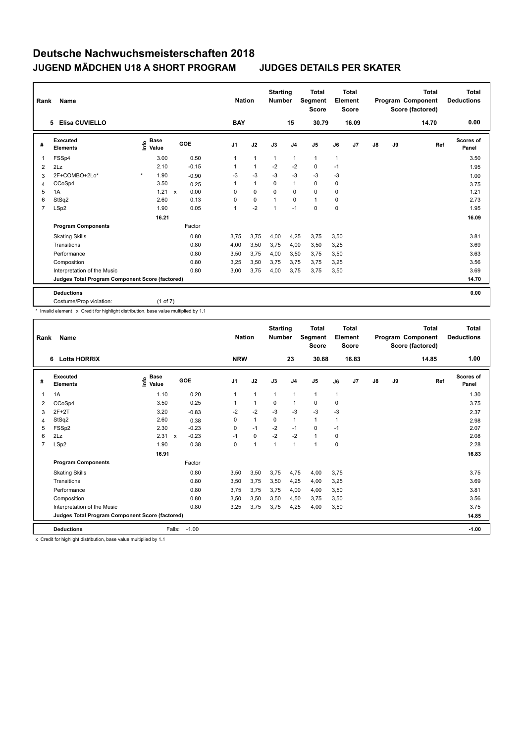# Deutsche Nachwuchsmeisterschaften 2018

## JUGEND MÄDCHEN U18 A SHORT PROGRAM    JUDGES DETAILS PER SKATER

| Rank | Name | Nation | Starting Number | Total Segment Score | Total Element Score | Total Program Component Score (factored) | Total Deductions |
|---|---|---|---|---|---|---|---|
| 5 | Elisa CUVIELLO | BAY | 15 | 30.79 | 16.09 | 14.70 | 0.00 |

| # | Executed Elements | Info | Base Value | | GOE | J1 | J2 | J3 | J4 | J5 | J6 | J7 | J8 | J9 | Ref | Scores of Panel |
|---|---|---|---|---|---|---|---|---|---|---|---|---|---|---|---|---|
| 1 | FSSp4 | | 3.00 | | 0.50 | 1 | 1 | 1 | 1 | 1 | 1 | | | | | 3.50 |
| 2 | 2Lz | | 2.10 | | -0.15 | 1 | 1 | -2 | -2 | 0 | -1 | | | | | 1.95 |
| 3 | 2F+COMBO+2Lo* | * | 1.90 | | -0.90 | -3 | -3 | -3 | -3 | -3 | -3 | | | | | 1.00 |
| 4 | CCoSp4 | | 3.50 | | 0.25 | 1 | 1 | 0 | 1 | 0 | 0 | | | | | 3.75 |
| 5 | 1A | | 1.21 | x | 0.00 | 0 | 0 | 0 | 0 | 0 | 0 | | | | | 1.21 |
| 6 | StSq2 | | 2.60 | | 0.13 | 0 | 0 | 1 | 0 | 1 | 0 | | | | | 2.73 |
| 7 | LSp2 | | 1.90 | | 0.05 | 1 | -2 | 1 | -1 | 0 | 0 | | | | | 1.95 |
| | | | 16.21 | | | | | | | | | | | | | 16.09 |
| | **Program Components** | | | | Factor | | | | | | | | | | | |
| | Skating Skills | | | | 0.80 | 3,75 | 3,75 | 4,00 | 4,25 | 3,75 | 3,50 | | | | | 3.81 |
| | Transitions | | | | 0.80 | 4,00 | 3,50 | 3,75 | 4,00 | 3,50 | 3,25 | | | | | 3.69 |
| | Performance | | | | 0.80 | 3,50 | 3,75 | 4,00 | 3,50 | 3,75 | 3,50 | | | | | 3.63 |
| | Composition | | | | 0.80 | 3,25 | 3,50 | 3,75 | 3,75 | 3,75 | 3,25 | | | | | 3.56 |
| | Interpretation of the Music | | | | 0.80 | 3,00 | 3,75 | 4,00 | 3,75 | 3,75 | 3,50 | | | | | 3.69 |
| | **Judges Total Program Component Score (factored)** | | | | | | | | | | | | | | | 14.70 |
| | **Deductions** | | | | | | | | | | | | | | | 0.00 |
| | Costume/Prop violation: | | (1 of 7) | | | | | | | | | | | | | |

\* Invalid element x Credit for highlight distribution, base value multiplied by 1.1

| Rank | Name | Nation | Starting Number | Total Segment Score | Total Element Score | Total Program Component Score (factored) | Total Deductions |
|---|---|---|---|---|---|---|---|
| 6 | Lotta HORRIX | NRW | 23 | 30.68 | 16.83 | 14.85 | 1.00 |

| # | Executed Elements | Info | Base Value | | GOE | J1 | J2 | J3 | J4 | J5 | J6 | J7 | J8 | J9 | Ref | Scores of Panel |
|---|---|---|---|---|---|---|---|---|---|---|---|---|---|---|---|---|
| 1 | 1A | | 1.10 | | 0.20 | 1 | 1 | 1 | 1 | 1 | 1 | | | | | 1.30 |
| 2 | CCoSp4 | | 3.50 | | 0.25 | 1 | 1 | 0 | 1 | 0 | 0 | | | | | 3.75 |
| 3 | 2F+2T | | 3.20 | | -0.83 | -2 | -2 | -3 | -3 | -3 | -3 | | | | | 2.37 |
| 4 | StSq2 | | 2.60 | | 0.38 | 0 | 1 | 0 | 1 | 1 | 1 | | | | | 2.98 |
| 5 | FSSp2 | | 2.30 | | -0.23 | 0 | -1 | -2 | -1 | 0 | -1 | | | | | 2.07 |
| 6 | 2Lz | | 2.31 | x | -0.23 | -1 | 0 | -2 | -2 | 1 | 0 | | | | | 2.08 |
| 7 | LSp2 | | 1.90 | | 0.38 | 0 | 1 | 1 | 1 | 1 | 0 | | | | | 2.28 |
| | | | 16.91 | | | | | | | | | | | | | 16.83 |
| | **Program Components** | | | | Factor | | | | | | | | | | | |
| | Skating Skills | | | | 0.80 | 3,50 | 3,50 | 3,75 | 4,75 | 4,00 | 3,75 | | | | | 3.75 |
| | Transitions | | | | 0.80 | 3,50 | 3,75 | 3,50 | 4,25 | 4,00 | 3,25 | | | | | 3.69 |
| | Performance | | | | 0.80 | 3,75 | 3,75 | 3,75 | 4,00 | 4,00 | 3,50 | | | | | 3.81 |
| | Composition | | | | 0.80 | 3,50 | 3,50 | 3,50 | 4,50 | 3,75 | 3,50 | | | | | 3.56 |
| | Interpretation of the Music | | | | 0.80 | 3,25 | 3,75 | 3,75 | 4,25 | 4,00 | 3,50 | | | | | 3.75 |
| | **Judges Total Program Component Score (factored)** | | | | | | | | | | | | | | | 14.85 |
| | **Deductions** | | Falls: | | -1.00 | | | | | | | | | | | -1.00 |

x Credit for highlight distribution, base value multiplied by 1.1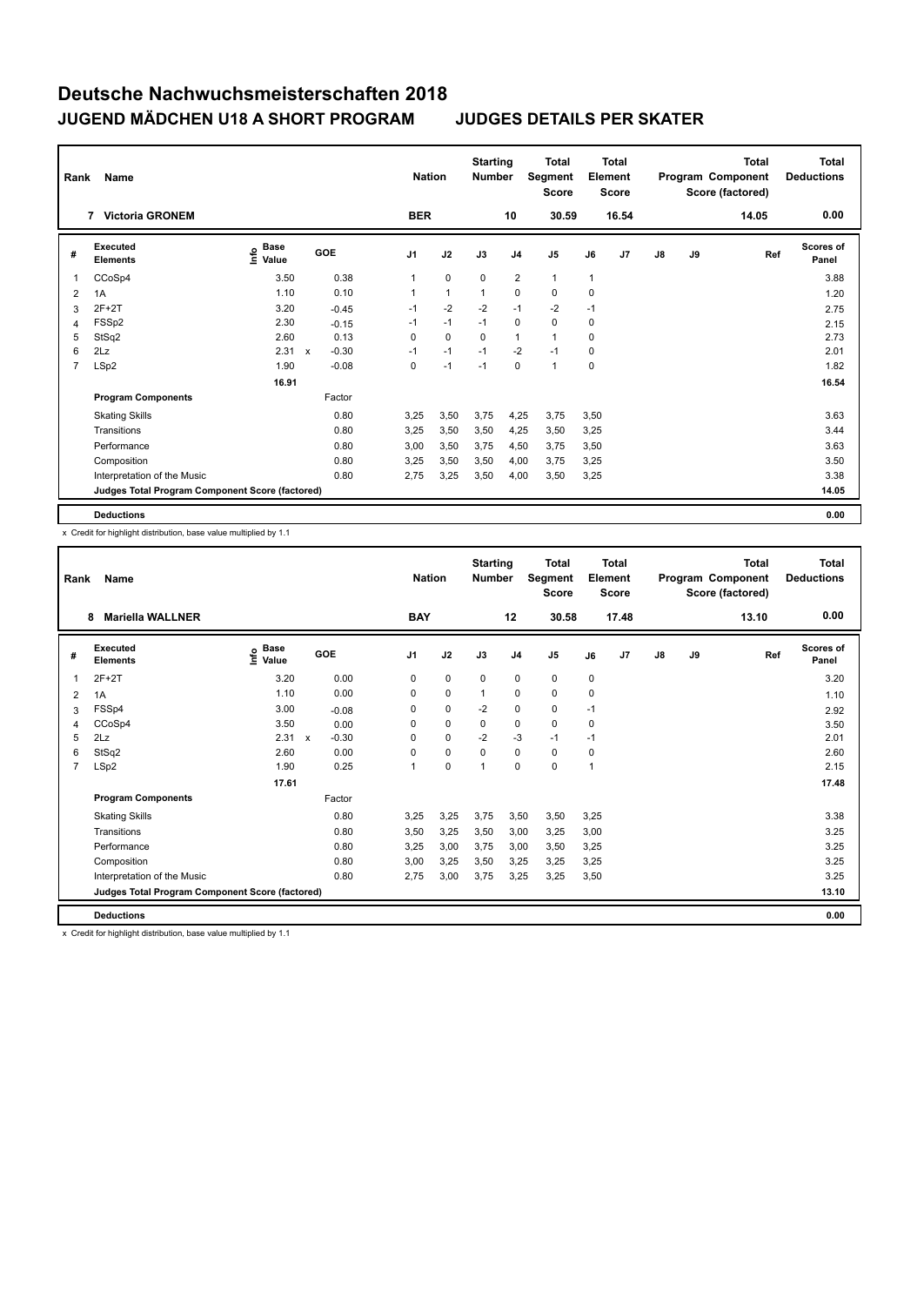# Deutsche Nachwuchsmeisterschaften 2018

## JUGEND MÄDCHEN U18 A SHORT PROGRAM    JUDGES DETAILS PER SKATER

| Rank | Name | Nation | Starting Number | Total Segment Score | Total Element Score | Total Program Component Score (factored) | Total Deductions |
|---|---|---|---|---|---|---|---|
| 7 | Victoria GRONEM | BER | 10 | 30.59 | 16.54 | 14.05 | 0.00 |

| # | Executed Elements | Info | Base Value | | GOE | J1 | J2 | J3 | J4 | J5 | J6 | J7 | J8 | J9 | Ref | Scores of Panel |
|---|---|---|---|---|---|---|---|---|---|---|---|---|---|---|---|---|
| 1 | CCoSp4 | | 3.50 | | 0.38 | 1 | 0 | 0 | 2 | 1 | 1 | | | | | 3.88 |
| 2 | 1A | | 1.10 | | 0.10 | 1 | 1 | 1 | 0 | 0 | 0 | | | | | 1.20 |
| 3 | 2F+2T | | 3.20 | | -0.45 | -1 | -2 | -2 | -1 | -2 | -1 | | | | | 2.75 |
| 4 | FSSp2 | | 2.30 | | -0.15 | -1 | -1 | -1 | 0 | 0 | 0 | | | | | 2.15 |
| 5 | StSq2 | | 2.60 | | 0.13 | 0 | 0 | 0 | 1 | 1 | 0 | | | | | 2.73 |
| 6 | 2Lz | | 2.31 | x | -0.30 | -1 | -1 | -1 | -2 | -1 | 0 | | | | | 2.01 |
| 7 | LSp2 | | 1.90 | | -0.08 | 0 | -1 | -1 | 0 | 1 | 0 | | | | | 1.82 |
| | | | 16.91 | | | | | | | | | | | | | 16.54 |
| | **Program Components** | | | | Factor | | | | | | | | | | | |
| | Skating Skills | | | | 0.80 | 3,25 | 3,50 | 3,75 | 4,25 | 3,75 | 3,50 | | | | | 3.63 |
| | Transitions | | | | 0.80 | 3,25 | 3,50 | 3,50 | 4,25 | 3,50 | 3,25 | | | | | 3.44 |
| | Performance | | | | 0.80 | 3,00 | 3,50 | 3,75 | 4,50 | 3,75 | 3,50 | | | | | 3.63 |
| | Composition | | | | 0.80 | 3,25 | 3,50 | 3,50 | 4,00 | 3,75 | 3,25 | | | | | 3.50 |
| | Interpretation of the Music | | | | 0.80 | 2,75 | 3,25 | 3,50 | 4,00 | 3,50 | 3,25 | | | | | 3.38 |
| | **Judges Total Program Component Score (factored)** | | | | | | | | | | | | | | | 14.05 |
| | **Deductions** | | | | | | | | | | | | | | | 0.00 |

x Credit for highlight distribution, base value multiplied by 1.1

| Rank | Name | Nation | Starting Number | Total Segment Score | Total Element Score | Total Program Component Score (factored) | Total Deductions |
|---|---|---|---|---|---|---|---|
| 8 | Mariella WALLNER | BAY | 12 | 30.58 | 17.48 | 13.10 | 0.00 |

| # | Executed Elements | Info | Base Value | | GOE | J1 | J2 | J3 | J4 | J5 | J6 | J7 | J8 | J9 | Ref | Scores of Panel |
|---|---|---|---|---|---|---|---|---|---|---|---|---|---|---|---|---|
| 1 | 2F+2T | | 3.20 | | 0.00 | 0 | 0 | 0 | 0 | 0 | 0 | | | | | 3.20 |
| 2 | 1A | | 1.10 | | 0.00 | 0 | 0 | 1 | 0 | 0 | 0 | | | | | 1.10 |
| 3 | FSSp4 | | 3.00 | | -0.08 | 0 | 0 | -2 | 0 | 0 | -1 | | | | | 2.92 |
| 4 | CCoSp4 | | 3.50 | | 0.00 | 0 | 0 | 0 | 0 | 0 | 0 | | | | | 3.50 |
| 5 | 2Lz | | 2.31 | x | -0.30 | 0 | 0 | -2 | -3 | -1 | -1 | | | | | 2.01 |
| 6 | StSq2 | | 2.60 | | 0.00 | 0 | 0 | 0 | 0 | 0 | 0 | | | | | 2.60 |
| 7 | LSp2 | | 1.90 | | 0.25 | 1 | 0 | 1 | 0 | 0 | 1 | | | | | 2.15 |
| | | | 17.61 | | | | | | | | | | | | | 17.48 |
| | **Program Components** | | | | Factor | | | | | | | | | | | |
| | Skating Skills | | | | 0.80 | 3,25 | 3,25 | 3,75 | 3,50 | 3,50 | 3,25 | | | | | 3.38 |
| | Transitions | | | | 0.80 | 3,50 | 3,25 | 3,50 | 3,00 | 3,25 | 3,00 | | | | | 3.25 |
| | Performance | | | | 0.80 | 3,25 | 3,00 | 3,75 | 3,00 | 3,50 | 3,25 | | | | | 3.25 |
| | Composition | | | | 0.80 | 3,00 | 3,25 | 3,50 | 3,25 | 3,25 | 3,25 | | | | | 3.25 |
| | Interpretation of the Music | | | | 0.80 | 2,75 | 3,00 | 3,75 | 3,25 | 3,25 | 3,50 | | | | | 3.25 |
| | **Judges Total Program Component Score (factored)** | | | | | | | | | | | | | | | 13.10 |
| | **Deductions** | | | | | | | | | | | | | | | 0.00 |

x Credit for highlight distribution, base value multiplied by 1.1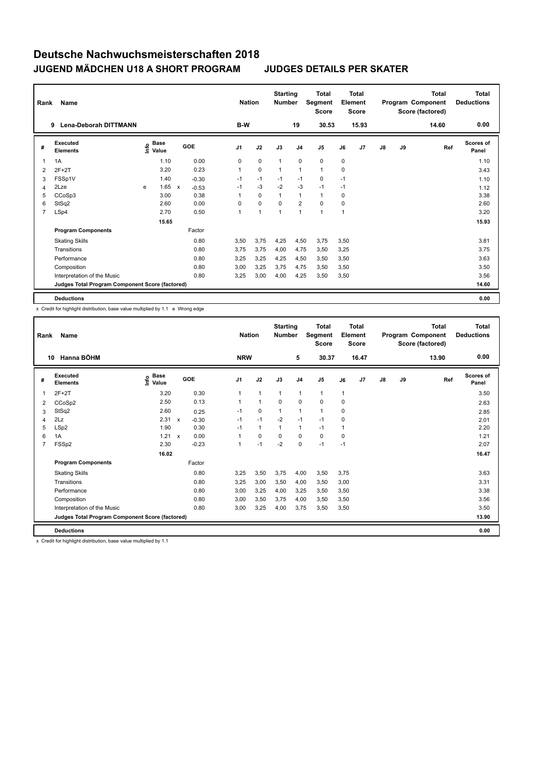# Deutsche Nachwuchsmeisterschaften 2018

## JUGEND MÄDCHEN U18 A SHORT PROGRAM — JUDGES DETAILS PER SKATER

| Rank | Name | Nation | Starting Number | Total Segment Score | Total Element Score | Total Program Component Score (factored) | Total Deductions |
|---|---|---|---|---|---|---|---|
| 9 | Lena-Deborah DITTMANN | B-W | 19 | 30.53 | 15.93 | 14.60 | 0.00 |

| # | Executed Elements | Info | Base Value | | GOE | J1 | J2 | J3 | J4 | J5 | J6 | J7 | J8 | J9 | Ref | Scores of Panel |
|---|---|---|---|---|---|---|---|---|---|---|---|---|---|---|---|---|
| 1 | 1A | | 1.10 | | 0.00 | 0 | 0 | 1 | 0 | 0 | 0 | | | | | 1.10 |
| 2 | 2F+2T | | 3.20 | | 0.23 | 1 | 0 | 1 | 1 | 1 | 0 | | | | | 3.43 |
| 3 | FSSp1V | | 1.40 | | -0.30 | -1 | -1 | -1 | -1 | 0 | -1 | | | | | 1.10 |
| 4 | 2Lze | e | 1.65 | x | -0.53 | -1 | -3 | -2 | -3 | -1 | -1 | | | | | 1.12 |
| 5 | CCoSp3 | | 3.00 | | 0.38 | 1 | 0 | 1 | 1 | 1 | 0 | | | | | 3.38 |
| 6 | StSq2 | | 2.60 | | 0.00 | 0 | 0 | 0 | 2 | 0 | 0 | | | | | 2.60 |
| 7 | LSp4 | | 2.70 | | 0.50 | 1 | 1 | 1 | 1 | 1 | 1 | | | | | 3.20 |
| | | | 15.65 | | | | | | | | | | | | | 15.93 |
| | **Program Components** | | | | Factor | | | | | | | | | | | |
| | Skating Skills | | | | 0.80 | 3,50 | 3,75 | 4,25 | 4,50 | 3,75 | 3,50 | | | | | 3.81 |
| | Transitions | | | | 0.80 | 3,75 | 3,75 | 4,00 | 4,75 | 3,50 | 3,25 | | | | | 3.75 |
| | Performance | | | | 0.80 | 3,25 | 3,25 | 4,25 | 4,50 | 3,50 | 3,50 | | | | | 3.63 |
| | Composition | | | | 0.80 | 3,00 | 3,25 | 3,75 | 4,75 | 3,50 | 3,50 | | | | | 3.50 |
| | Interpretation of the Music | | | | 0.80 | 3,25 | 3,00 | 4,00 | 4,25 | 3,50 | 3,50 | | | | | 3.56 |
| | **Judges Total Program Component Score (factored)** | | | | | | | | | | | | | | | 14.60 |
| | **Deductions** | | | | | | | | | | | | | | | 0.00 |

x Credit for highlight distribution, base value multiplied by 1.1 e Wrong edge

| Rank | Name | Nation | Starting Number | Total Segment Score | Total Element Score | Total Program Component Score (factored) | Total Deductions |
|---|---|---|---|---|---|---|---|
| 10 | Hanna BÖHM | NRW | 5 | 30.37 | 16.47 | 13.90 | 0.00 |

| # | Executed Elements | Info | Base Value | | GOE | J1 | J2 | J3 | J4 | J5 | J6 | J7 | J8 | J9 | Ref | Scores of Panel |
|---|---|---|---|---|---|---|---|---|---|---|---|---|---|---|---|---|
| 1 | 2F+2T | | 3.20 | | 0.30 | 1 | 1 | 1 | 1 | 1 | 1 | | | | | 3.50 |
| 2 | CCoSp2 | | 2.50 | | 0.13 | 1 | 1 | 0 | 0 | 0 | 0 | | | | | 2.63 |
| 3 | StSq2 | | 2.60 | | 0.25 | -1 | 0 | 1 | 1 | 1 | 0 | | | | | 2.85 |
| 4 | 2Lz | | 2.31 | x | -0.30 | -1 | -1 | -2 | -1 | -1 | 0 | | | | | 2.01 |
| 5 | LSp2 | | 1.90 | | 0.30 | -1 | 1 | 1 | 1 | -1 | 1 | | | | | 2.20 |
| 6 | 1A | | 1.21 | x | 0.00 | 1 | 0 | 0 | 0 | 0 | 0 | | | | | 1.21 |
| 7 | FSSp2 | | 2.30 | | -0.23 | 1 | -1 | -2 | 0 | -1 | -1 | | | | | 2.07 |
| | | | 16.02 | | | | | | | | | | | | | 16.47 |
| | **Program Components** | | | | Factor | | | | | | | | | | | |
| | Skating Skills | | | | 0.80 | 3,25 | 3,50 | 3,75 | 4,00 | 3,50 | 3,75 | | | | | 3.63 |
| | Transitions | | | | 0.80 | 3,25 | 3,00 | 3,50 | 4,00 | 3,50 | 3,00 | | | | | 3.31 |
| | Performance | | | | 0.80 | 3,00 | 3,25 | 4,00 | 3,25 | 3,50 | 3,50 | | | | | 3.38 |
| | Composition | | | | 0.80 | 3,00 | 3,50 | 3,75 | 4,00 | 3,50 | 3,50 | | | | | 3.56 |
| | Interpretation of the Music | | | | 0.80 | 3,00 | 3,25 | 4,00 | 3,75 | 3,50 | 3,50 | | | | | 3.50 |
| | **Judges Total Program Component Score (factored)** | | | | | | | | | | | | | | | 13.90 |
| | **Deductions** | | | | | | | | | | | | | | | 0.00 |

x Credit for highlight distribution, base value multiplied by 1.1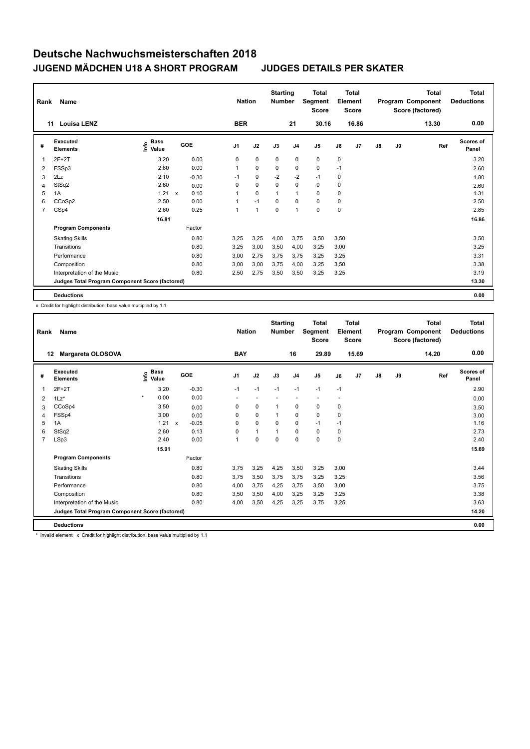# Deutsche Nachwuchsmeisterschaften 2018

## JUGEND MÄDCHEN U18 A SHORT PROGRAM — JUDGES DETAILS PER SKATER

| Rank | Name | Nation | Starting Number | Total Segment Score | Total Element Score | Total Program Component Score (factored) | Total Deductions |
|---|---|---|---|---|---|---|---|
| 11 | Louisa LENZ | BER | 21 | 30.16 | 16.86 | 13.30 | 0.00 |

| # | Executed Elements | Info | Base Value | | GOE | J1 | J2 | J3 | J4 | J5 | J6 | J7 | J8 | J9 | Ref | Scores of Panel |
|---|---|---|---|---|---|---|---|---|---|---|---|---|---|---|---|---|
| 1 | 2F+2T | | 3.20 | | 0.00 | 0 | 0 | 0 | 0 | 0 | 0 | | | | | 3.20 |
| 2 | FSSp3 | | 2.60 | | 0.00 | 1 | 0 | 0 | 0 | 0 | -1 | | | | | 2.60 |
| 3 | 2Lz | | 2.10 | | -0.30 | -1 | 0 | -2 | -2 | -1 | 0 | | | | | 1.80 |
| 4 | StSq2 | | 2.60 | | 0.00 | 0 | 0 | 0 | 0 | 0 | 0 | | | | | 2.60 |
| 5 | 1A | | 1.21 | x | 0.10 | 1 | 0 | 1 | 1 | 0 | 0 | | | | | 1.31 |
| 6 | CCoSp2 | | 2.50 | | 0.00 | 1 | -1 | 0 | 0 | 0 | 0 | | | | | 2.50 |
| 7 | CSp4 | | 2.60 | | 0.25 | 1 | 1 | 0 | 1 | 0 | 0 | | | | | 2.85 |
| | | | 16.81 | | | | | | | | | | | | | 16.86 |
| | **Program Components** | | | | Factor | | | | | | | | | | | |
| | Skating Skills | | | | 0.80 | 3,25 | 3,25 | 4,00 | 3,75 | 3,50 | 3,50 | | | | | 3.50 |
| | Transitions | | | | 0.80 | 3,25 | 3,00 | 3,50 | 4,00 | 3,25 | 3,00 | | | | | 3.25 |
| | Performance | | | | 0.80 | 3,00 | 2,75 | 3,75 | 3,75 | 3,25 | 3,25 | | | | | 3.31 |
| | Composition | | | | 0.80 | 3,00 | 3,00 | 3,75 | 4,00 | 3,25 | 3,50 | | | | | 3.38 |
| | Interpretation of the Music | | | | 0.80 | 2,50 | 2,75 | 3,50 | 3,50 | 3,25 | 3,25 | | | | | 3.19 |
| | **Judges Total Program Component Score (factored)** | | | | | | | | | | | | | | | 13.30 |
| | **Deductions** | | | | | | | | | | | | | | | 0.00 |

x Credit for highlight distribution, base value multiplied by 1.1

| Rank | Name | Nation | Starting Number | Total Segment Score | Total Element Score | Total Program Component Score (factored) | Total Deductions |
|---|---|---|---|---|---|---|---|
| 12 | Margareta OLOSOVA | BAY | 16 | 29.89 | 15.69 | 14.20 | 0.00 |

| # | Executed Elements | Info | Base Value | | GOE | J1 | J2 | J3 | J4 | J5 | J6 | J7 | J8 | J9 | Ref | Scores of Panel |
|---|---|---|---|---|---|---|---|---|---|---|---|---|---|---|---|---|
| 1 | 2F+2T | | 3.20 | | -0.30 | -1 | -1 | -1 | -1 | -1 | -1 | | | | | 2.90 |
| 2 | 1Lz* | * | 0.00 | | 0.00 | - | - | - | - | - | - | | | | | 0.00 |
| 3 | CCoSp4 | | 3.50 | | 0.00 | 0 | 0 | 1 | 0 | 0 | 0 | | | | | 3.50 |
| 4 | FSSp4 | | 3.00 | | 0.00 | 0 | 0 | 1 | 0 | 0 | 0 | | | | | 3.00 |
| 5 | 1A | | 1.21 | x | -0.05 | 0 | 0 | 0 | 0 | -1 | -1 | | | | | 1.16 |
| 6 | StSq2 | | 2.60 | | 0.13 | 0 | 1 | 1 | 0 | 0 | 0 | | | | | 2.73 |
| 7 | LSp3 | | 2.40 | | 0.00 | 1 | 0 | 0 | 0 | 0 | 0 | | | | | 2.40 |
| | | | 15.91 | | | | | | | | | | | | | 15.69 |
| | **Program Components** | | | | Factor | | | | | | | | | | | |
| | Skating Skills | | | | 0.80 | 3,75 | 3,25 | 4,25 | 3,50 | 3,25 | 3,00 | | | | | 3.44 |
| | Transitions | | | | 0.80 | 3,75 | 3,50 | 3,75 | 3,75 | 3,25 | 3,25 | | | | | 3.56 |
| | Performance | | | | 0.80 | 4,00 | 3,75 | 4,25 | 3,75 | 3,50 | 3,00 | | | | | 3.75 |
| | Composition | | | | 0.80 | 3,50 | 3,50 | 4,00 | 3,25 | 3,25 | 3,25 | | | | | 3.38 |
| | Interpretation of the Music | | | | 0.80 | 4,00 | 3,50 | 4,25 | 3,25 | 3,75 | 3,25 | | | | | 3.63 |
| | **Judges Total Program Component Score (factored)** | | | | | | | | | | | | | | | 14.20 |
| | **Deductions** | | | | | | | | | | | | | | | 0.00 |

* Invalid element x Credit for highlight distribution, base value multiplied by 1.1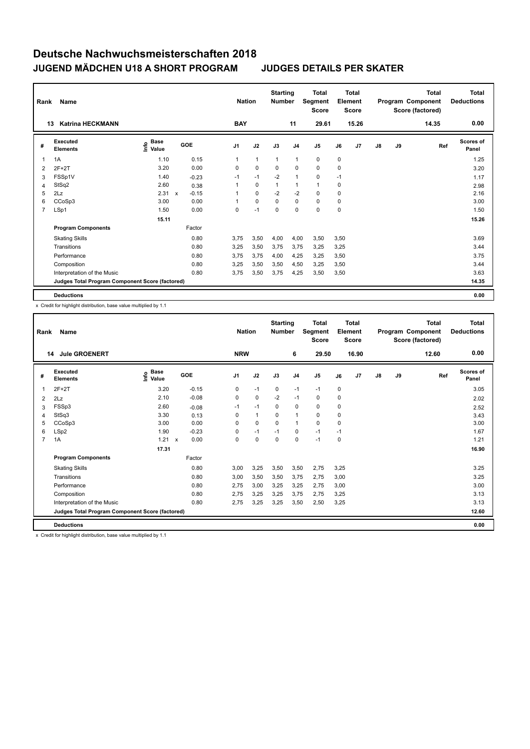# Deutsche Nachwuchsmeisterschaften 2018

## JUGEND MÄDCHEN U18 A SHORT PROGRAM    JUDGES DETAILS PER SKATER

| Rank | Name | Nation | Starting Number | Total Segment Score | Total Element Score | Total Program Component Score (factored) | Total Deductions |
|---|---|---|---|---|---|---|---|
| 13 | Katrina HECKMANN | BAY | 11 | 29.61 | 15.26 | 14.35 | 0.00 |

| # | Executed Elements | Info | Base Value | | GOE | J1 | J2 | J3 | J4 | J5 | J6 | J7 | J8 | J9 | Ref | Scores of Panel |
|---|---|---|---|---|---|---|---|---|---|---|---|---|---|---|---|---|
| 1 | 1A | | 1.10 | | 0.15 | 1 | 1 | 1 | 1 | 0 | 0 | | | | | 1.25 |
| 2 | 2F+2T | | 3.20 | | 0.00 | 0 | 0 | 0 | 0 | 0 | 0 | | | | | 3.20 |
| 3 | FSSp1V | | 1.40 | | -0.23 | -1 | -1 | -2 | 1 | 0 | -1 | | | | | 1.17 |
| 4 | StSq2 | | 2.60 | | 0.38 | 1 | 0 | 1 | 1 | 1 | 0 | | | | | 2.98 |
| 5 | 2Lz | | 2.31 | x | -0.15 | 1 | 0 | -2 | -2 | 0 | 0 | | | | | 2.16 |
| 6 | CCoSp3 | | 3.00 | | 0.00 | 1 | 0 | 0 | 0 | 0 | 0 | | | | | 3.00 |
| 7 | LSp1 | | 1.50 | | 0.00 | 0 | -1 | 0 | 0 | 0 | 0 | | | | | 1.50 |
| | | | 15.11 | | | | | | | | | | | | | 15.26 |
| | **Program Components** | | | | Factor | | | | | | | | | | | |
| | Skating Skills | | | | 0.80 | 3,75 | 3,50 | 4,00 | 4,00 | 3,50 | 3,50 | | | | | 3.69 |
| | Transitions | | | | 0.80 | 3,25 | 3,50 | 3,75 | 3,75 | 3,25 | 3,25 | | | | | 3.44 |
| | Performance | | | | 0.80 | 3,75 | 3,75 | 4,00 | 4,25 | 3,25 | 3,50 | | | | | 3.75 |
| | Composition | | | | 0.80 | 3,25 | 3,50 | 3,50 | 4,50 | 3,25 | 3,50 | | | | | 3.44 |
| | Interpretation of the Music | | | | 0.80 | 3,75 | 3,50 | 3,75 | 4,25 | 3,50 | 3,50 | | | | | 3.63 |
| | **Judges Total Program Component Score (factored)** | | | | | | | | | | | | | | | 14.35 |
| | **Deductions** | | | | | | | | | | | | | | | 0.00 |

x Credit for highlight distribution, base value multiplied by 1.1

| Rank | Name | Nation | Starting Number | Total Segment Score | Total Element Score | Total Program Component Score (factored) | Total Deductions |
|---|---|---|---|---|---|---|---|
| 14 | Jule GROENERT | NRW | 6 | 29.50 | 16.90 | 12.60 | 0.00 |

| # | Executed Elements | Info | Base Value | | GOE | J1 | J2 | J3 | J4 | J5 | J6 | J7 | J8 | J9 | Ref | Scores of Panel |
|---|---|---|---|---|---|---|---|---|---|---|---|---|---|---|---|---|
| 1 | 2F+2T | | 3.20 | | -0.15 | 0 | -1 | 0 | -1 | -1 | 0 | | | | | 3.05 |
| 2 | 2Lz | | 2.10 | | -0.08 | 0 | 0 | -2 | -1 | 0 | 0 | | | | | 2.02 |
| 3 | FSSp3 | | 2.60 | | -0.08 | -1 | -1 | 0 | 0 | 0 | 0 | | | | | 2.52 |
| 4 | StSq3 | | 3.30 | | 0.13 | 0 | 1 | 0 | 1 | 0 | 0 | | | | | 3.43 |
| 5 | CCoSp3 | | 3.00 | | 0.00 | 0 | 0 | 0 | 1 | 0 | 0 | | | | | 3.00 |
| 6 | LSp2 | | 1.90 | | -0.23 | 0 | -1 | -1 | 0 | -1 | -1 | | | | | 1.67 |
| 7 | 1A | | 1.21 | x | 0.00 | 0 | 0 | 0 | 0 | -1 | 0 | | | | | 1.21 |
| | | | 17.31 | | | | | | | | | | | | | 16.90 |
| | **Program Components** | | | | Factor | | | | | | | | | | | |
| | Skating Skills | | | | 0.80 | 3,00 | 3,25 | 3,50 | 3,50 | 2,75 | 3,25 | | | | | 3.25 |
| | Transitions | | | | 0.80 | 3,00 | 3,50 | 3,50 | 3,75 | 2,75 | 3,00 | | | | | 3.25 |
| | Performance | | | | 0.80 | 2,75 | 3,00 | 3,25 | 3,25 | 2,75 | 3,00 | | | | | 3.00 |
| | Composition | | | | 0.80 | 2,75 | 3,25 | 3,25 | 3,75 | 2,75 | 3,25 | | | | | 3.13 |
| | Interpretation of the Music | | | | 0.80 | 2,75 | 3,25 | 3,25 | 3,50 | 2,50 | 3,25 | | | | | 3.13 |
| | **Judges Total Program Component Score (factored)** | | | | | | | | | | | | | | | 12.60 |
| | **Deductions** | | | | | | | | | | | | | | | 0.00 |

x Credit for highlight distribution, base value multiplied by 1.1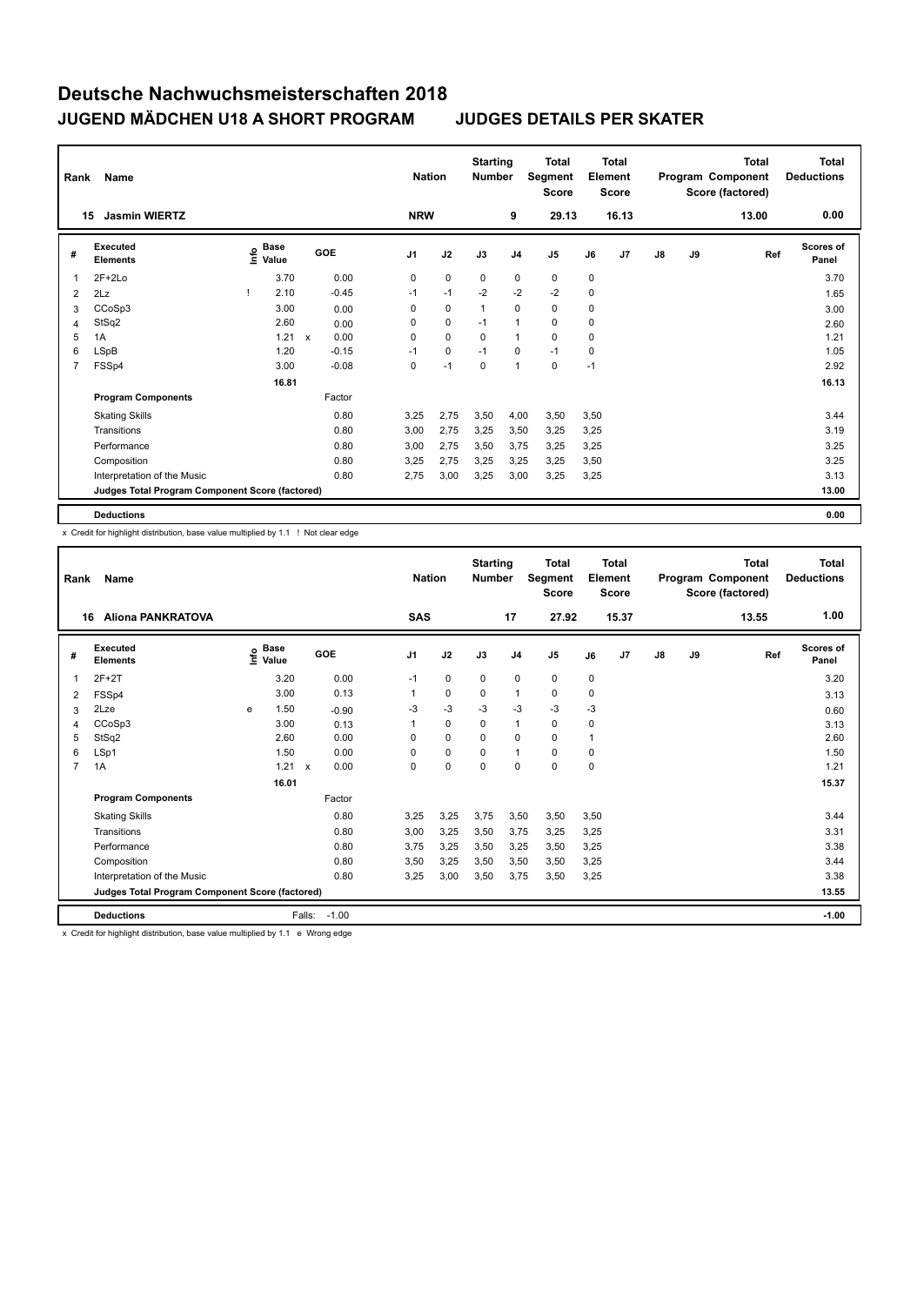# Deutsche Nachwuchsmeisterschaften 2018

## JUGEND MÄDCHEN U18 A SHORT PROGRAM — JUDGES DETAILS PER SKATER

| Rank | Name | Nation | Starting Number | Total Segment Score | Total Element Score | Total Program Component Score (factored) | Total Deductions |
|---|---|---|---|---|---|---|---|
| 15 | Jasmin WIERTZ | NRW | 9 | 29.13 | 16.13 | 13.00 | 0.00 |

| # | Executed Elements | Info | Base Value | | GOE | J1 | J2 | J3 | J4 | J5 | J6 | J7 | J8 | J9 | Ref | Scores of Panel |
|---|---|---|---|---|---|---|---|---|---|---|---|---|---|---|---|---|
| 1 | 2F+2Lo | | 3.70 | | 0.00 | 0 | 0 | 0 | 0 | 0 | 0 | | | | | 3.70 |
| 2 | 2Lz | ! | 2.10 | | -0.45 | -1 | -1 | -2 | -2 | -2 | 0 | | | | | 1.65 |
| 3 | CCoSp3 | | 3.00 | | 0.00 | 0 | 0 | 1 | 0 | 0 | 0 | | | | | 3.00 |
| 4 | StSq2 | | 2.60 | | 0.00 | 0 | 0 | -1 | 1 | 0 | 0 | | | | | 2.60 |
| 5 | 1A | | 1.21 | x | 0.00 | 0 | 0 | 0 | 1 | 0 | 0 | | | | | 1.21 |
| 6 | LSpB | | 1.20 | | -0.15 | -1 | 0 | -1 | 0 | -1 | 0 | | | | | 1.05 |
| 7 | FSSp4 | | 3.00 | | -0.08 | 0 | -1 | 0 | 1 | 0 | -1 | | | | | 2.92 |
| | | | 16.81 | | | | | | | | | | | | | 16.13 |
| | **Program Components** | | | | Factor | | | | | | | | | | | |
| | Skating Skills | | | | 0.80 | 3,25 | 2,75 | 3,50 | 4,00 | 3,50 | 3,50 | | | | | 3.44 |
| | Transitions | | | | 0.80 | 3,00 | 2,75 | 3,25 | 3,50 | 3,25 | 3,25 | | | | | 3.19 |
| | Performance | | | | 0.80 | 3,00 | 2,75 | 3,50 | 3,75 | 3,25 | 3,25 | | | | | 3.25 |
| | Composition | | | | 0.80 | 3,25 | 2,75 | 3,25 | 3,25 | 3,25 | 3,50 | | | | | 3.25 |
| | Interpretation of the Music | | | | 0.80 | 2,75 | 3,00 | 3,25 | 3,00 | 3,25 | 3,25 | | | | | 3.13 |
| | **Judges Total Program Component Score (factored)** | | | | | | | | | | | | | | | 13.00 |
| | **Deductions** | | | | | | | | | | | | | | | 0.00 |

x Credit for highlight distribution, base value multiplied by 1.1 ! Not clear edge

| Rank | Name | Nation | Starting Number | Total Segment Score | Total Element Score | Total Program Component Score (factored) | Total Deductions |
|---|---|---|---|---|---|---|---|
| 16 | Aliona PANKRATOVA | SAS | 17 | 27.92 | 15.37 | 13.55 | 1.00 |

| # | Executed Elements | Info | Base Value | | GOE | J1 | J2 | J3 | J4 | J5 | J6 | J7 | J8 | J9 | Ref | Scores of Panel |
|---|---|---|---|---|---|---|---|---|---|---|---|---|---|---|---|---|
| 1 | 2F+2T | | 3.20 | | 0.00 | -1 | 0 | 0 | 0 | 0 | 0 | | | | | 3.20 |
| 2 | FSSp4 | | 3.00 | | 0.13 | 1 | 0 | 0 | 1 | 0 | 0 | | | | | 3.13 |
| 3 | 2Lze | e | 1.50 | | -0.90 | -3 | -3 | -3 | -3 | -3 | -3 | | | | | 0.60 |
| 4 | CCoSp3 | | 3.00 | | 0.13 | 1 | 0 | 0 | 1 | 0 | 0 | | | | | 3.13 |
| 5 | StSq2 | | 2.60 | | 0.00 | 0 | 0 | 0 | 0 | 0 | 1 | | | | | 2.60 |
| 6 | LSp1 | | 1.50 | | 0.00 | 0 | 0 | 0 | 1 | 0 | 0 | | | | | 1.50 |
| 7 | 1A | | 1.21 | x | 0.00 | 0 | 0 | 0 | 0 | 0 | 0 | | | | | 1.21 |
| | | | 16.01 | | | | | | | | | | | | | 15.37 |
| | **Program Components** | | | | Factor | | | | | | | | | | | |
| | Skating Skills | | | | 0.80 | 3,25 | 3,25 | 3,75 | 3,50 | 3,50 | 3,50 | | | | | 3.44 |
| | Transitions | | | | 0.80 | 3,00 | 3,25 | 3,50 | 3,75 | 3,25 | 3,25 | | | | | 3.31 |
| | Performance | | | | 0.80 | 3,75 | 3,25 | 3,50 | 3,25 | 3,50 | 3,25 | | | | | 3.38 |
| | Composition | | | | 0.80 | 3,50 | 3,25 | 3,50 | 3,50 | 3,50 | 3,25 | | | | | 3.44 |
| | Interpretation of the Music | | | | 0.80 | 3,25 | 3,00 | 3,50 | 3,75 | 3,50 | 3,25 | | | | | 3.38 |
| | **Judges Total Program Component Score (factored)** | | | | | | | | | | | | | | | 13.55 |
| | **Deductions** | | | Falls: | -1.00 | | | | | | | | | | | -1.00 |

x Credit for highlight distribution, base value multiplied by 1.1 e Wrong edge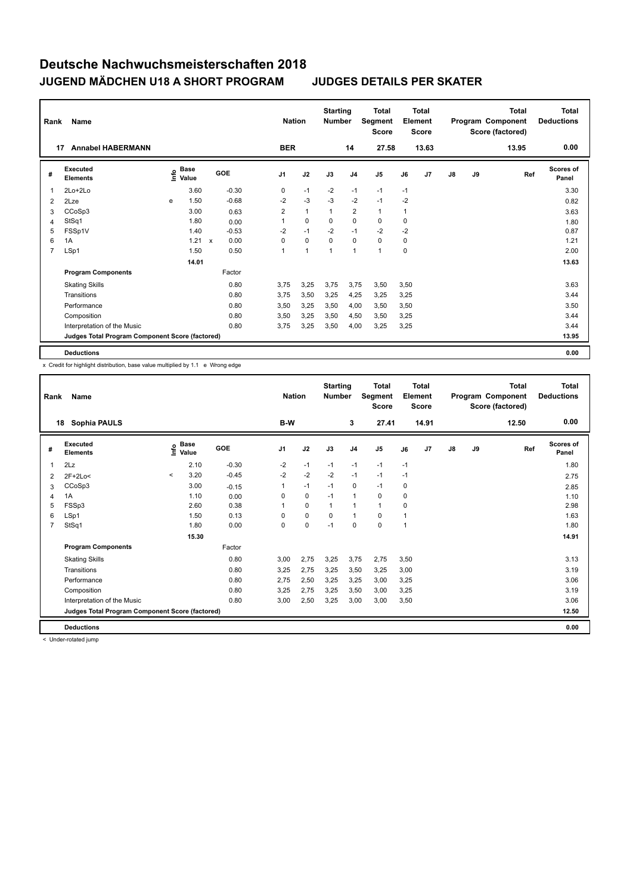# Deutsche Nachwuchsmeisterschaften 2018

## JUGEND MÄDCHEN U18 A SHORT PROGRAM JUDGES DETAILS PER SKATER

| Rank | Name | Nation | Starting Number | Total Segment Score | Total Element Score | Total Program Component Score (factored) | Total Deductions |
|---|---|---|---|---|---|---|---|
| 17 | Annabel HABERMANN | BER | 14 | 27.58 | 13.63 | 13.95 | 0.00 |

| # | Executed Elements | Info | Base Value | | GOE | J1 | J2 | J3 | J4 | J5 | J6 | J7 | J8 | J9 | Ref | Scores of Panel |
|---|---|---|---|---|---|---|---|---|---|---|---|---|---|---|---|---|
| 1 | 2Lo+2Lo | | 3.60 | | -0.30 | 0 | -1 | -2 | -1 | -1 | -1 | | | | | 3.30 |
| 2 | 2Lze | e | 1.50 | | -0.68 | -2 | -3 | -3 | -2 | -1 | -2 | | | | | 0.82 |
| 3 | CCoSp3 | | 3.00 | | 0.63 | 2 | 1 | 1 | 2 | 1 | 1 | | | | | 3.63 |
| 4 | StSq1 | | 1.80 | | 0.00 | 1 | 0 | 0 | 0 | 0 | 0 | | | | | 1.80 |
| 5 | FSSp1V | | 1.40 | | -0.53 | -2 | -1 | -2 | -1 | -2 | -2 | | | | | 0.87 |
| 6 | 1A | | 1.21 | x | 0.00 | 0 | 0 | 0 | 0 | 0 | 0 | | | | | 1.21 |
| 7 | LSp1 | | 1.50 | | 0.50 | 1 | 1 | 1 | 1 | 1 | 0 | | | | | 2.00 |
| | | | 14.01 | | | | | | | | | | | | | 13.63 |
| | **Program Components** | | | | Factor | | | | | | | | | | | |
| | Skating Skills | | | | 0.80 | 3,75 | 3,25 | 3,75 | 3,75 | 3,50 | 3,50 | | | | | 3.63 |
| | Transitions | | | | 0.80 | 3,75 | 3,50 | 3,25 | 4,25 | 3,25 | 3,25 | | | | | 3.44 |
| | Performance | | | | 0.80 | 3,50 | 3,25 | 3,50 | 4,00 | 3,50 | 3,50 | | | | | 3.50 |
| | Composition | | | | 0.80 | 3,50 | 3,25 | 3,50 | 4,50 | 3,50 | 3,25 | | | | | 3.44 |
| | Interpretation of the Music | | | | 0.80 | 3,75 | 3,25 | 3,50 | 4,00 | 3,25 | 3,25 | | | | | 3.44 |
| | **Judges Total Program Component Score (factored)** | | | | | | | | | | | | | | | 13.95 |
| | **Deductions** | | | | | | | | | | | | | | | 0.00 |

x Credit for highlight distribution, base value multiplied by 1.1 e Wrong edge

| Rank | Name | Nation | Starting Number | Total Segment Score | Total Element Score | Total Program Component Score (factored) | Total Deductions |
|---|---|---|---|---|---|---|---|
| 18 | Sophia PAULS | B-W | 3 | 27.41 | 14.91 | 12.50 | 0.00 |

| # | Executed Elements | Info | Base Value | GOE | J1 | J2 | J3 | J4 | J5 | J6 | J7 | J8 | J9 | Ref | Scores of Panel |
|---|---|---|---|---|---|---|---|---|---|---|---|---|---|---|---|
| 1 | 2Lz | | 2.10 | -0.30 | -2 | -1 | -1 | -1 | -1 | -1 | | | | | 1.80 |
| 2 | 2F+2Lo< | < | 3.20 | -0.45 | -2 | -2 | -2 | -1 | -1 | -1 | | | | | 2.75 |
| 3 | CCoSp3 | | 3.00 | -0.15 | 1 | -1 | -1 | 0 | -1 | 0 | | | | | 2.85 |
| 4 | 1A | | 1.10 | 0.00 | 0 | 0 | -1 | 1 | 0 | 0 | | | | | 1.10 |
| 5 | FSSp3 | | 2.60 | 0.38 | 1 | 0 | 1 | 1 | 1 | 0 | | | | | 2.98 |
| 6 | LSp1 | | 1.50 | 0.13 | 0 | 0 | 0 | 1 | 0 | 1 | | | | | 1.63 |
| 7 | StSq1 | | 1.80 | 0.00 | 0 | 0 | -1 | 0 | 0 | 1 | | | | | 1.80 |
| | | | 15.30 | | | | | | | | | | | | 14.91 |
| | **Program Components** | | | Factor | | | | | | | | | | | |
| | Skating Skills | | | 0.80 | 3,00 | 2,75 | 3,25 | 3,75 | 2,75 | 3,50 | | | | | 3.13 |
| | Transitions | | | 0.80 | 3,25 | 2,75 | 3,25 | 3,50 | 3,25 | 3,00 | | | | | 3.19 |
| | Performance | | | 0.80 | 2,75 | 2,50 | 3,25 | 3,25 | 3,00 | 3,25 | | | | | 3.06 |
| | Composition | | | 0.80 | 3,25 | 2,75 | 3,25 | 3,50 | 3,00 | 3,25 | | | | | 3.19 |
| | Interpretation of the Music | | | 0.80 | 3,00 | 2,50 | 3,25 | 3,00 | 3,00 | 3,50 | | | | | 3.06 |
| | **Judges Total Program Component Score (factored)** | | | | | | | | | | | | | | 12.50 |
| | **Deductions** | | | | | | | | | | | | | | 0.00 |

< Under-rotated jump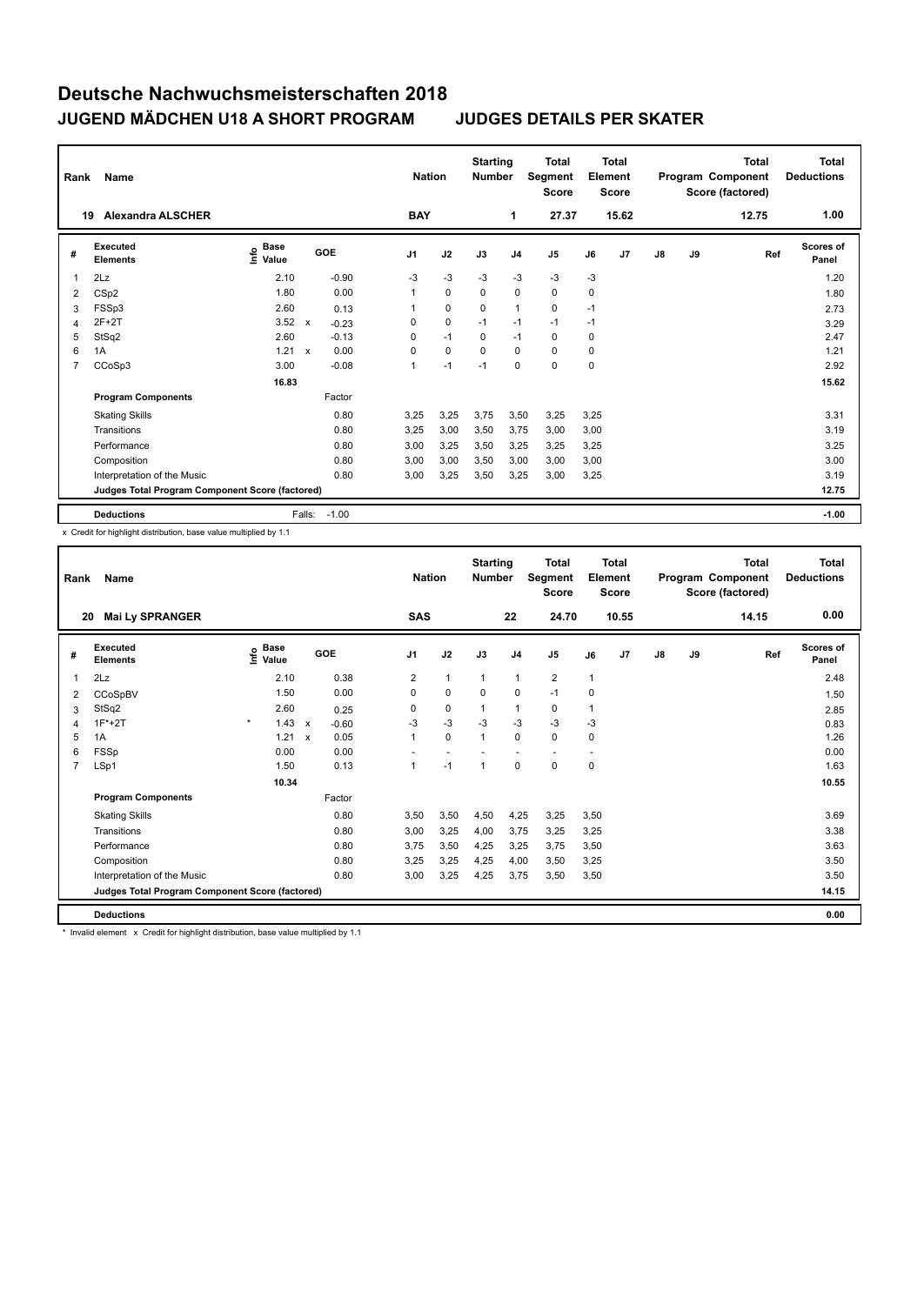# Deutsche Nachwuchsmeisterschaften 2018

## JUGEND MÄDCHEN U18 A SHORT PROGRAM JUDGES DETAILS PER SKATER

| Rank | Name | Nation | Starting Number | Total Segment Score | Total Element Score | Total Program Component Score (factored) | Total Deductions |
|---|---|---|---|---|---|---|---|
| 19 | Alexandra ALSCHER | BAY | 1 | 27.37 | 15.62 | 12.75 | 1.00 |

| # | Executed Elements | Info | Base Value | | GOE | J1 | J2 | J3 | J4 | J5 | J6 | J7 | J8 | J9 | Ref | Scores of Panel |
|---|---|---|---|---|---|---|---|---|---|---|---|---|---|---|---|---|
| 1 | 2Lz | | 2.10 | | -0.90 | -3 | -3 | -3 | -3 | -3 | -3 | | | | | 1.20 |
| 2 | CSp2 | | 1.80 | | 0.00 | 1 | 0 | 0 | 0 | 0 | 0 | | | | | 1.80 |
| 3 | FSSp3 | | 2.60 | | 0.13 | 1 | 0 | 0 | 1 | 0 | -1 | | | | | 2.73 |
| 4 | 2F+2T | | 3.52 | x | -0.23 | 0 | 0 | -1 | -1 | -1 | -1 | | | | | 3.29 |
| 5 | StSq2 | | 2.60 | | -0.13 | 0 | -1 | 0 | -1 | 0 | 0 | | | | | 2.47 |
| 6 | 1A | | 1.21 | x | 0.00 | 0 | 0 | 0 | 0 | 0 | 0 | | | | | 1.21 |
| 7 | CCoSp3 | | 3.00 | | -0.08 | 1 | -1 | -1 | 0 | 0 | 0 | | | | | 2.92 |
| | | | 16.83 | | | | | | | | | | | | | 15.62 |
| | **Program Components** | | | | Factor | | | | | | | | | | | |
| | Skating Skills | | | | 0.80 | 3,25 | 3,25 | 3,75 | 3,50 | 3,25 | 3,25 | | | | | 3.31 |
| | Transitions | | | | 0.80 | 3,25 | 3,00 | 3,50 | 3,75 | 3,00 | 3,00 | | | | | 3.19 |
| | Performance | | | | 0.80 | 3,00 | 3,25 | 3,50 | 3,25 | 3,25 | 3,25 | | | | | 3.25 |
| | Composition | | | | 0.80 | 3,00 | 3,00 | 3,50 | 3,00 | 3,00 | 3,00 | | | | | 3.00 |
| | Interpretation of the Music | | | | 0.80 | 3,00 | 3,25 | 3,50 | 3,25 | 3,00 | 3,25 | | | | | 3.19 |
| | **Judges Total Program Component Score (factored)** | | | | | | | | | | | | | | | 12.75 |
| | **Deductions** | | | Falls: | -1.00 | | | | | | | | | | | -1.00 |

x Credit for highlight distribution, base value multiplied by 1.1

| Rank | Name | Nation | Starting Number | Total Segment Score | Total Element Score | Total Program Component Score (factored) | Total Deductions |
|---|---|---|---|---|---|---|---|
| 20 | Mai Ly SPRANGER | SAS | 22 | 24.70 | 10.55 | 14.15 | 0.00 |

| # | Executed Elements | Info | Base Value | | GOE | J1 | J2 | J3 | J4 | J5 | J6 | J7 | J8 | J9 | Ref | Scores of Panel |
|---|---|---|---|---|---|---|---|---|---|---|---|---|---|---|---|---|
| 1 | 2Lz | | 2.10 | | 0.38 | 2 | 1 | 1 | 1 | 2 | 1 | | | | | 2.48 |
| 2 | CCoSpBV | | 1.50 | | 0.00 | 0 | 0 | 0 | 0 | -1 | 0 | | | | | 1.50 |
| 3 | StSq2 | | 2.60 | | 0.25 | 0 | 0 | 1 | 1 | 0 | 1 | | | | | 2.85 |
| 4 | 1F*+2T | * | 1.43 | x | -0.60 | -3 | -3 | -3 | -3 | -3 | -3 | | | | | 0.83 |
| 5 | 1A | | 1.21 | x | 0.05 | 1 | 0 | 1 | 0 | 0 | 0 | | | | | 1.26 |
| 6 | FSSp | | 0.00 | | 0.00 | - | - | - | - | - | - | | | | | 0.00 |
| 7 | LSp1 | | 1.50 | | 0.13 | 1 | -1 | 1 | 0 | 0 | 0 | | | | | 1.63 |
| | | | 10.34 | | | | | | | | | | | | | 10.55 |
| | **Program Components** | | | | Factor | | | | | | | | | | | |
| | Skating Skills | | | | 0.80 | 3,50 | 3,50 | 4,50 | 4,25 | 3,25 | 3,50 | | | | | 3.69 |
| | Transitions | | | | 0.80 | 3,00 | 3,25 | 4,00 | 3,75 | 3,25 | 3,25 | | | | | 3.38 |
| | Performance | | | | 0.80 | 3,75 | 3,50 | 4,25 | 3,25 | 3,75 | 3,50 | | | | | 3.63 |
| | Composition | | | | 0.80 | 3,25 | 3,25 | 4,25 | 4,00 | 3,50 | 3,25 | | | | | 3.50 |
| | Interpretation of the Music | | | | 0.80 | 3,00 | 3,25 | 4,25 | 3,75 | 3,50 | 3,50 | | | | | 3.50 |
| | **Judges Total Program Component Score (factored)** | | | | | | | | | | | | | | | 14.15 |
| | **Deductions** | | | | | | | | | | | | | | | 0.00 |

* Invalid element x Credit for highlight distribution, base value multiplied by 1.1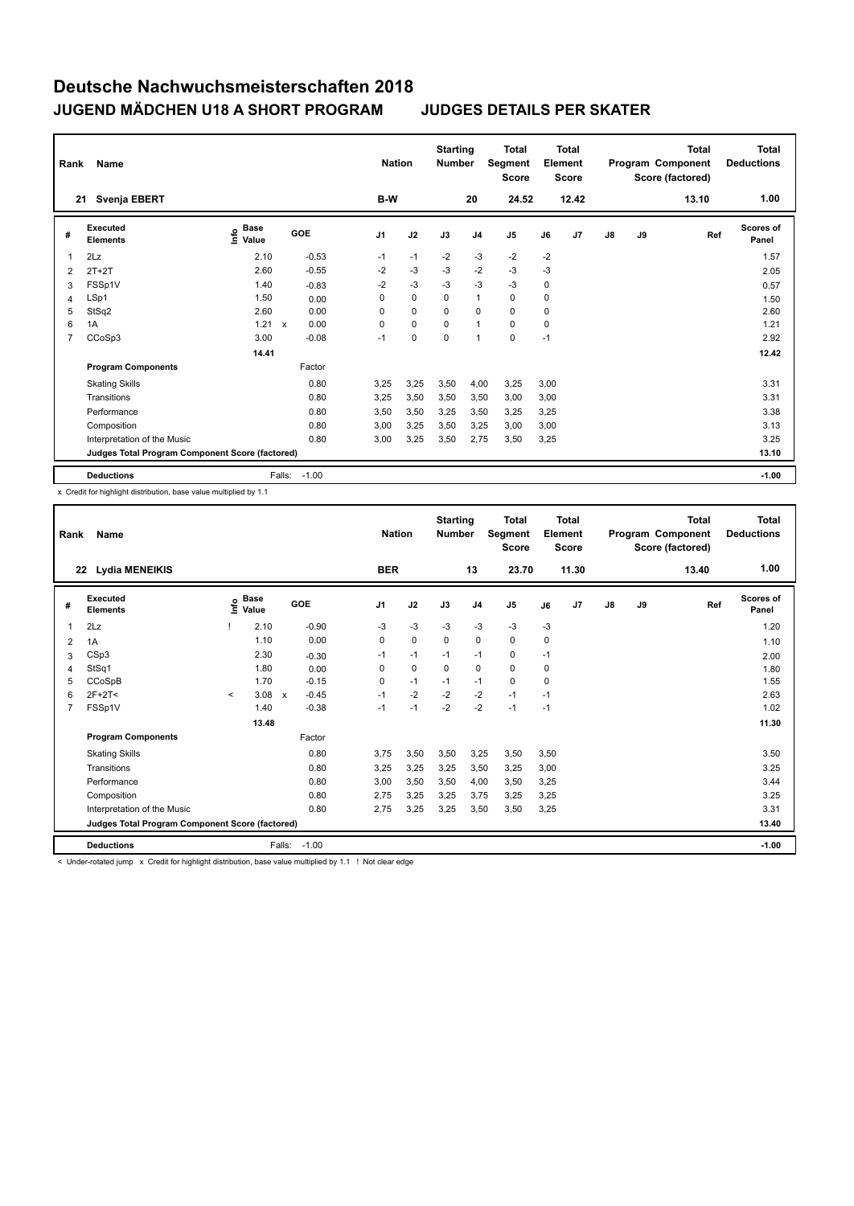# Deutsche Nachwuchsmeisterschaften 2018

## JUGEND MÄDCHEN U18 A SHORT PROGRAM JUDGES DETAILS PER SKATER

| Rank | Name | Nation | Starting Number | Total Segment Score | Total Element Score | Total Program Component Score (factored) | Total Deductions |
|---|---|---|---|---|---|---|---|
| 21 | Svenja EBERT | B-W | 20 | 24.52 | 12.42 | 13.10 | 1.00 |

| # | Executed Elements | Info | Base Value | | GOE | J1 | J2 | J3 | J4 | J5 | J6 | J7 | J8 | J9 | Ref | Scores of Panel |
|---|---|---|---|---|---|---|---|---|---|---|---|---|---|---|---|---|
| 1 | 2Lz | | 2.10 | | -0.53 | -1 | -1 | -2 | -3 | -2 | -2 | | | | | 1.57 |
| 2 | 2T+2T | | 2.60 | | -0.55 | -2 | -3 | -3 | -2 | -3 | -3 | | | | | 2.05 |
| 3 | FSSp1V | | 1.40 | | -0.83 | -2 | -3 | -3 | -3 | -3 | 0 | | | | | 0.57 |
| 4 | LSp1 | | 1.50 | | 0.00 | 0 | 0 | 0 | 1 | 0 | 0 | | | | | 1.50 |
| 5 | StSq2 | | 2.60 | | 0.00 | 0 | 0 | 0 | 0 | 0 | 0 | | | | | 2.60 |
| 6 | 1A | | 1.21 | x | 0.00 | 0 | 0 | 0 | 1 | 0 | 0 | | | | | 1.21 |
| 7 | CCoSp3 | | 3.00 | | -0.08 | -1 | 0 | 0 | 1 | 0 | -1 | | | | | 2.92 |
| | | | 14.41 | | | | | | | | | | | | | 12.42 |
| | **Program Components** | | | | Factor | | | | | | | | | | | |
| | Skating Skills | | | | 0.80 | 3,25 | 3,25 | 3,50 | 4,00 | 3,25 | 3,00 | | | | | 3.31 |
| | Transitions | | | | 0.80 | 3,25 | 3,50 | 3,50 | 3,50 | 3,00 | 3,00 | | | | | 3.31 |
| | Performance | | | | 0.80 | 3,50 | 3,50 | 3,25 | 3,50 | 3,25 | 3,25 | | | | | 3.38 |
| | Composition | | | | 0.80 | 3,00 | 3,25 | 3,50 | 3,25 | 3,00 | 3,00 | | | | | 3.13 |
| | Interpretation of the Music | | | | 0.80 | 3,00 | 3,25 | 3,50 | 2,75 | 3,50 | 3,25 | | | | | 3.25 |
| | **Judges Total Program Component Score (factored)** | | | | | | | | | | | | | | | 13.10 |
| | **Deductions** | | Falls: | | -1.00 | | | | | | | | | | | -1.00 |

x Credit for highlight distribution, base value multiplied by 1.1

| Rank | Name | Nation | Starting Number | Total Segment Score | Total Element Score | Total Program Component Score (factored) | Total Deductions |
|---|---|---|---|---|---|---|---|
| 22 | Lydia MENEIKIS | BER | 13 | 23.70 | 11.30 | 13.40 | 1.00 |

| # | Executed Elements | Info | Base Value | | GOE | J1 | J2 | J3 | J4 | J5 | J6 | J7 | J8 | J9 | Ref | Scores of Panel |
|---|---|---|---|---|---|---|---|---|---|---|---|---|---|---|---|---|
| 1 | 2Lz | ! | 2.10 | | -0.90 | -3 | -3 | -3 | -3 | -3 | -3 | | | | | 1.20 |
| 2 | 1A | | 1.10 | | 0.00 | 0 | 0 | 0 | 0 | 0 | 0 | | | | | 1.10 |
| 3 | CSp3 | | 2.30 | | -0.30 | -1 | -1 | -1 | -1 | 0 | -1 | | | | | 2.00 |
| 4 | StSq1 | | 1.80 | | 0.00 | 0 | 0 | 0 | 0 | 0 | 0 | | | | | 1.80 |
| 5 | CCoSpB | | 1.70 | | -0.15 | 0 | -1 | -1 | -1 | 0 | 0 | | | | | 1.55 |
| 6 | 2F+2T< | < | 3.08 | x | -0.45 | -1 | -2 | -2 | -2 | -1 | -1 | | | | | 2.63 |
| 7 | FSSp1V | | 1.40 | | -0.38 | -1 | -1 | -2 | -2 | -1 | -1 | | | | | 1.02 |
| | | | 13.48 | | | | | | | | | | | | | 11.30 |
| | **Program Components** | | | | Factor | | | | | | | | | | | |
| | Skating Skills | | | | 0.80 | 3,75 | 3,50 | 3,50 | 3,25 | 3,50 | 3,50 | | | | | 3.50 |
| | Transitions | | | | 0.80 | 3,25 | 3,25 | 3,25 | 3,50 | 3,25 | 3,00 | | | | | 3.25 |
| | Performance | | | | 0.80 | 3,00 | 3,50 | 3,50 | 4,00 | 3,50 | 3,25 | | | | | 3.44 |
| | Composition | | | | 0.80 | 2,75 | 3,25 | 3,25 | 3,75 | 3,25 | 3,25 | | | | | 3.25 |
| | Interpretation of the Music | | | | 0.80 | 2,75 | 3,25 | 3,25 | 3,50 | 3,50 | 3,25 | | | | | 3.31 |
| | **Judges Total Program Component Score (factored)** | | | | | | | | | | | | | | | 13.40 |
| | **Deductions** | | Falls: | | -1.00 | | | | | | | | | | | -1.00 |

< Under-rotated jump x Credit for highlight distribution, base value multiplied by 1.1 ! Not clear edge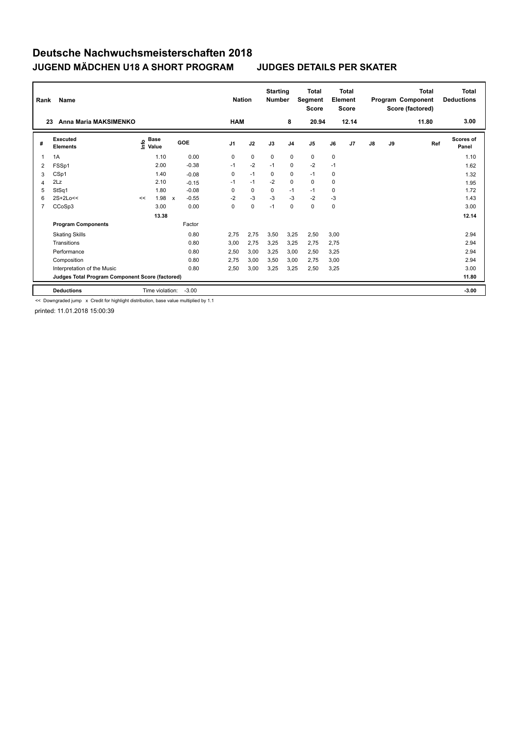# Deutsche Nachwuchsmeisterschaften 2018

## JUGEND MÄDCHEN U18 A SHORT PROGRAM JUDGES DETAILS PER SKATER

| Rank | Name | Nation | Starting Number | Total Segment Score | Total Element Score | Total Program Component Score (factored) | Total Deductions |
|---|---|---|---|---|---|---|---|
| 23 | Anna Maria MAKSIMENKO | HAM | 8 | 20.94 | 12.14 | 11.80 | 3.00 |

| # | Executed Elements | Info | Base Value | | GOE | J1 | J2 | J3 | J4 | J5 | J6 | J7 | J8 | J9 | Ref | Scores of Panel |
|---|---|---|---|---|---|---|---|---|---|---|---|---|---|---|---|---|
| 1 | 1A | | 1.10 | | 0.00 | 0 | 0 | 0 | 0 | 0 | 0 | | | | | 1.10 |
| 2 | FSSp1 | | 2.00 | | -0.38 | -1 | -2 | -1 | 0 | -2 | -1 | | | | | 1.62 |
| 3 | CSp1 | | 1.40 | | -0.08 | 0 | -1 | 0 | 0 | -1 | 0 | | | | | 1.32 |
| 4 | 2Lz | | 2.10 | | -0.15 | -1 | -1 | -2 | 0 | 0 | 0 | | | | | 1.95 |
| 5 | StSq1 | | 1.80 | | -0.08 | 0 | 0 | 0 | -1 | -1 | 0 | | | | | 1.72 |
| 6 | 2S+2Lo<< | << | 1.98 | x | -0.55 | -2 | -3 | -3 | -3 | -2 | -3 | | | | | 1.43 |
| 7 | CCoSp3 | | 3.00 | | 0.00 | 0 | 0 | -1 | 0 | 0 | 0 | | | | | 3.00 |
| | | | 13.38 | | | | | | | | | | | | | 12.14 |
| | **Program Components** | | | | Factor | | | | | | | | | | | |
| | Skating Skills | | | | 0.80 | 2,75 | 2,75 | 3,50 | 3,25 | 2,50 | 3,00 | | | | | 2.94 |
| | Transitions | | | | 0.80 | 3,00 | 2,75 | 3,25 | 3,25 | 2,75 | 2,75 | | | | | 2.94 |
| | Performance | | | | 0.80 | 2,50 | 3,00 | 3,25 | 3,00 | 2,50 | 3,25 | | | | | 2.94 |
| | Composition | | | | 0.80 | 2,75 | 3,00 | 3,50 | 3,00 | 2,75 | 3,00 | | | | | 2.94 |
| | Interpretation of the Music | | | | 0.80 | 2,50 | 3,00 | 3,25 | 3,25 | 2,50 | 3,25 | | | | | 3.00 |
| | **Judges Total Program Component Score (factored)** | | | | | | | | | | | | | | | 11.80 |
| | **Deductions** | | Time violation: | | -3.00 | | | | | | | | | | | -3.00 |

<< Downgraded jump x Credit for highlight distribution, base value multiplied by 1.1

printed: 11.01.2018 15:00:39